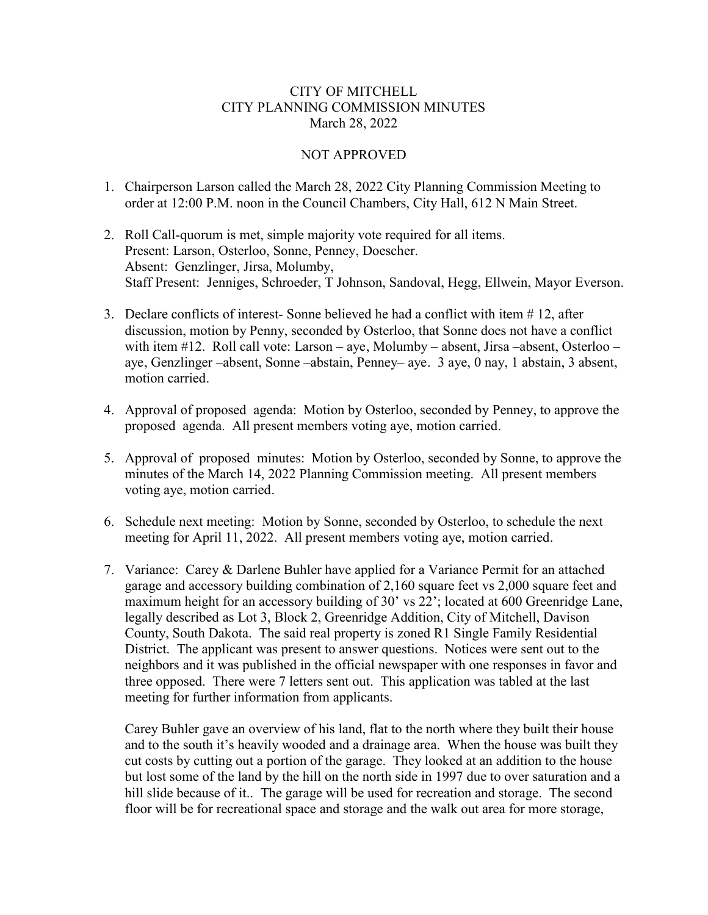CITY OF MITCHELL
CITY PLANNING COMMISSION MINUTES
March 28, 2022

NOT APPROVED

1. Chairperson Larson called the March 28, 2022 City Planning Commission Meeting to order at 12:00 P.M. noon in the Council Chambers, City Hall, 612 N Main Street.

2. Roll Call-quorum is met, simple majority vote required for all items.
   Present: Larson, Osterloo, Sonne, Penney, Doescher.
   Absent: Genzlinger, Jirsa, Molumby,
   Staff Present: Jenniges, Schroeder, T Johnson, Sandoval, Hegg, Ellwein, Mayor Everson.

3. Declare conflicts of interest- Sonne believed he had a conflict with item # 12, after discussion, motion by Penny, seconded by Osterloo, that Sonne does not have a conflict with item #12. Roll call vote: Larson – aye, Molumby – absent, Jirsa –absent, Osterloo – aye, Genzlinger –absent, Sonne –abstain, Penney– aye. 3 aye, 0 nay, 1 abstain, 3 absent, motion carried.

4. Approval of proposed agenda: Motion by Osterloo, seconded by Penney, to approve the proposed agenda. All present members voting aye, motion carried.

5. Approval of proposed minutes: Motion by Osterloo, seconded by Sonne, to approve the minutes of the March 14, 2022 Planning Commission meeting. All present members voting aye, motion carried.

6. Schedule next meeting: Motion by Sonne, seconded by Osterloo, to schedule the next meeting for April 11, 2022. All present members voting aye, motion carried.

7. Variance: Carey & Darlene Buhler have applied for a Variance Permit for an attached garage and accessory building combination of 2,160 square feet vs 2,000 square feet and maximum height for an accessory building of 30' vs 22'; located at 600 Greenridge Lane, legally described as Lot 3, Block 2, Greenridge Addition, City of Mitchell, Davison County, South Dakota. The said real property is zoned R1 Single Family Residential District. The applicant was present to answer questions. Notices were sent out to the neighbors and it was published in the official newspaper with one responses in favor and three opposed. There were 7 letters sent out. This application was tabled at the last meeting for further information from applicants.

   Carey Buhler gave an overview of his land, flat to the north where they built their house and to the south it's heavily wooded and a drainage area. When the house was built they cut costs by cutting out a portion of the garage. They looked at an addition to the house but lost some of the land by the hill on the north side in 1997 due to over saturation and a hill slide because of it.. The garage will be used for recreation and storage. The second floor will be for recreational space and storage and the walk out area for more storage,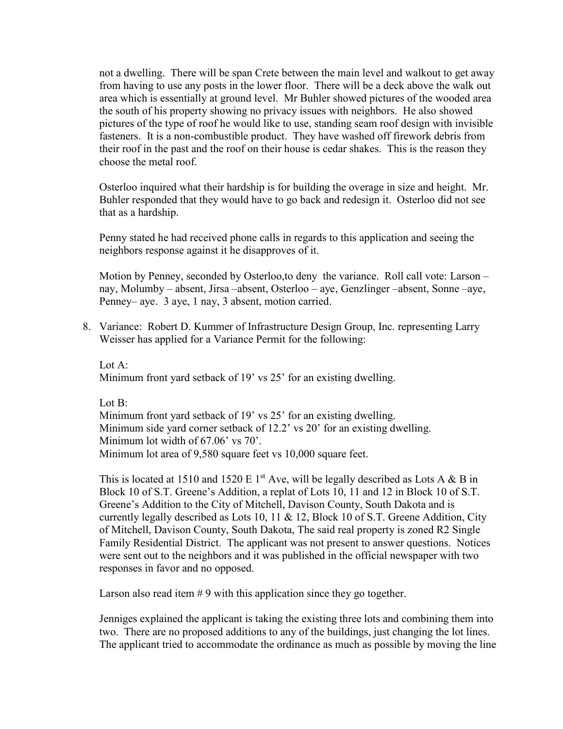not a dwelling. There will be span Crete between the main level and walkout to get away from having to use any posts in the lower floor. There will be a deck above the walk out area which is essentially at ground level. Mr Buhler showed pictures of the wooded area the south of his property showing no privacy issues with neighbors. He also showed pictures of the type of roof he would like to use, standing seam roof design with invisible fasteners. It is a non-combustible product. They have washed off firework debris from their roof in the past and the roof on their house is cedar shakes. This is the reason they choose the metal roof.

Osterloo inquired what their hardship is for building the overage in size and height. Mr. Buhler responded that they would have to go back and redesign it. Osterloo did not see that as a hardship.

Penny stated he had received phone calls in regards to this application and seeing the neighbors response against it he disapproves of it.

Motion by Penney, seconded by Osterloo,to deny the variance. Roll call vote: Larson – nay, Molumby – absent, Jirsa –absent, Osterloo – aye, Genzlinger –absent, Sonne –aye, Penney– aye. 3 aye, 1 nay, 3 absent, motion carried.

8. Variance: Robert D. Kummer of Infrastructure Design Group, Inc. representing Larry Weisser has applied for a Variance Permit for the following:

   Lot A:
   Minimum front yard setback of 19’ vs 25’ for an existing dwelling.

   Lot B:
   Minimum front yard setback of 19’ vs 25’ for an existing dwelling.
   Minimum side yard corner setback of 12.2’ vs 20’ for an existing dwelling.
   Minimum lot width of 67.06’ vs 70’.
   Minimum lot area of 9,580 square feet vs 10,000 square feet.

   This is located at 1510 and 1520 E 1st Ave, will be legally described as Lots A & B in Block 10 of S.T. Greene’s Addition, a replat of Lots 10, 11 and 12 in Block 10 of S.T. Greene’s Addition to the City of Mitchell, Davison County, South Dakota and is currently legally described as Lots 10, 11 & 12, Block 10 of S.T. Greene Addition, City of Mitchell, Davison County, South Dakota, The said real property is zoned R2 Single Family Residential District. The applicant was not present to answer questions. Notices were sent out to the neighbors and it was published in the official newspaper with two responses in favor and no opposed.

   Larson also read item # 9 with this application since they go together.

   Jenniges explained the applicant is taking the existing three lots and combining them into two. There are no proposed additions to any of the buildings, just changing the lot lines. The applicant tried to accommodate the ordinance as much as possible by moving the line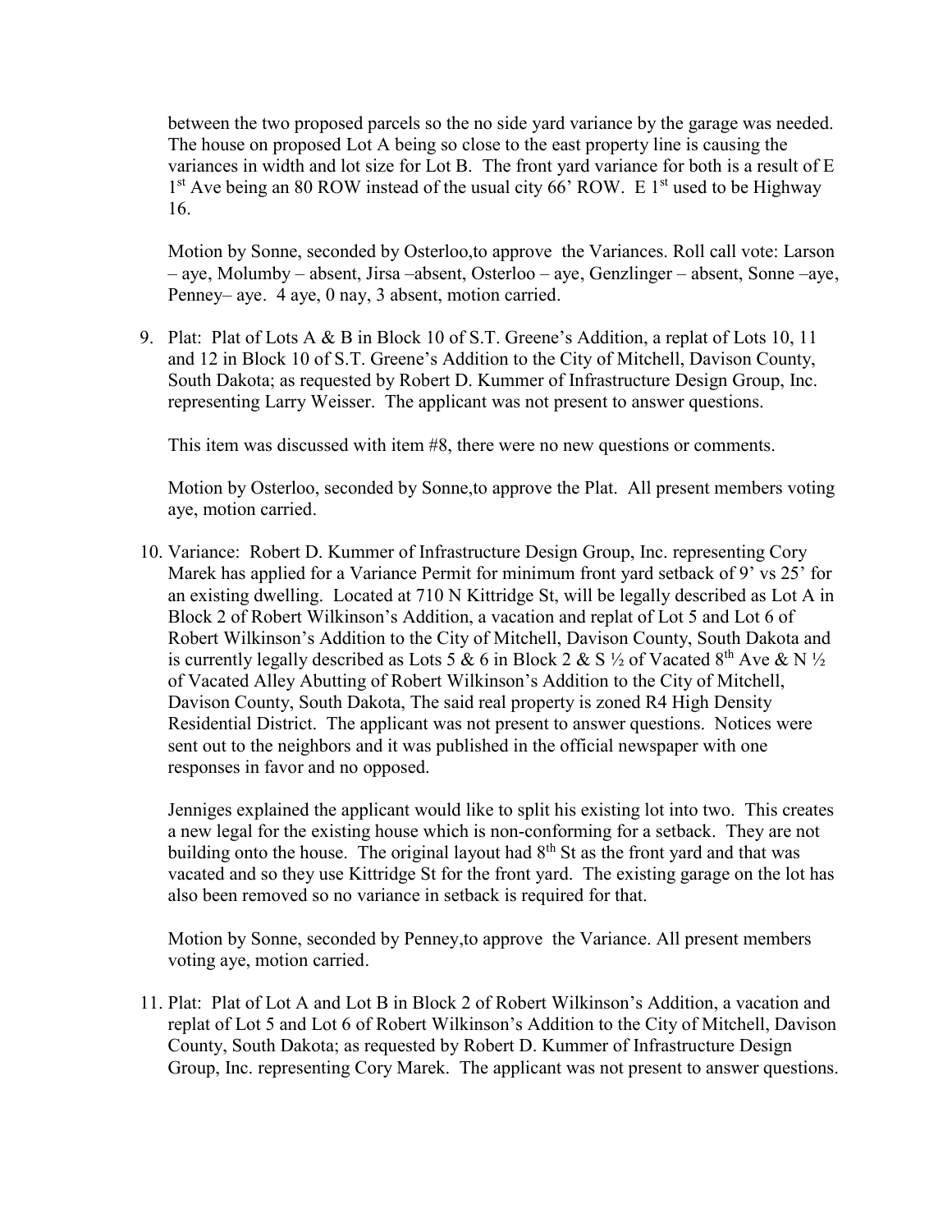between the two proposed parcels so the no side yard variance by the garage was needed. The house on proposed Lot A being so close to the east property line is causing the variances in width and lot size for Lot B. The front yard variance for both is a result of E 1st Ave being an 80 ROW instead of the usual city 66' ROW. E 1st used to be Highway 16.

Motion by Sonne, seconded by Osterloo,to approve the Variances. Roll call vote: Larson – aye, Molumby – absent, Jirsa –absent, Osterloo – aye, Genzlinger – absent, Sonne –aye, Penney– aye. 4 aye, 0 nay, 3 absent, motion carried.

9. Plat: Plat of Lots A & B in Block 10 of S.T. Greene's Addition, a replat of Lots 10, 11 and 12 in Block 10 of S.T. Greene's Addition to the City of Mitchell, Davison County, South Dakota; as requested by Robert D. Kummer of Infrastructure Design Group, Inc. representing Larry Weisser. The applicant was not present to answer questions.

   This item was discussed with item #8, there were no new questions or comments.

   Motion by Osterloo, seconded by Sonne,to approve the Plat. All present members voting aye, motion carried.

10. Variance: Robert D. Kummer of Infrastructure Design Group, Inc. representing Cory Marek has applied for a Variance Permit for minimum front yard setback of 9' vs 25' for an existing dwelling. Located at 710 N Kittridge St, will be legally described as Lot A in Block 2 of Robert Wilkinson's Addition, a vacation and replat of Lot 5 and Lot 6 of Robert Wilkinson's Addition to the City of Mitchell, Davison County, South Dakota and is currently legally described as Lots 5 & 6 in Block 2 & S ½ of Vacated 8th Ave & N ½ of Vacated Alley Abutting of Robert Wilkinson's Addition to the City of Mitchell, Davison County, South Dakota, The said real property is zoned R4 High Density Residential District. The applicant was not present to answer questions. Notices were sent out to the neighbors and it was published in the official newspaper with one responses in favor and no opposed.

    Jenniges explained the applicant would like to split his existing lot into two. This creates a new legal for the existing house which is non-conforming for a setback. They are not building onto the house. The original layout had 8th St as the front yard and that was vacated and so they use Kittridge St for the front yard. The existing garage on the lot has also been removed so no variance in setback is required for that.

    Motion by Sonne, seconded by Penney,to approve the Variance. All present members voting aye, motion carried.

11. Plat: Plat of Lot A and Lot B in Block 2 of Robert Wilkinson's Addition, a vacation and replat of Lot 5 and Lot 6 of Robert Wilkinson's Addition to the City of Mitchell, Davison County, South Dakota; as requested by Robert D. Kummer of Infrastructure Design Group, Inc. representing Cory Marek. The applicant was not present to answer questions.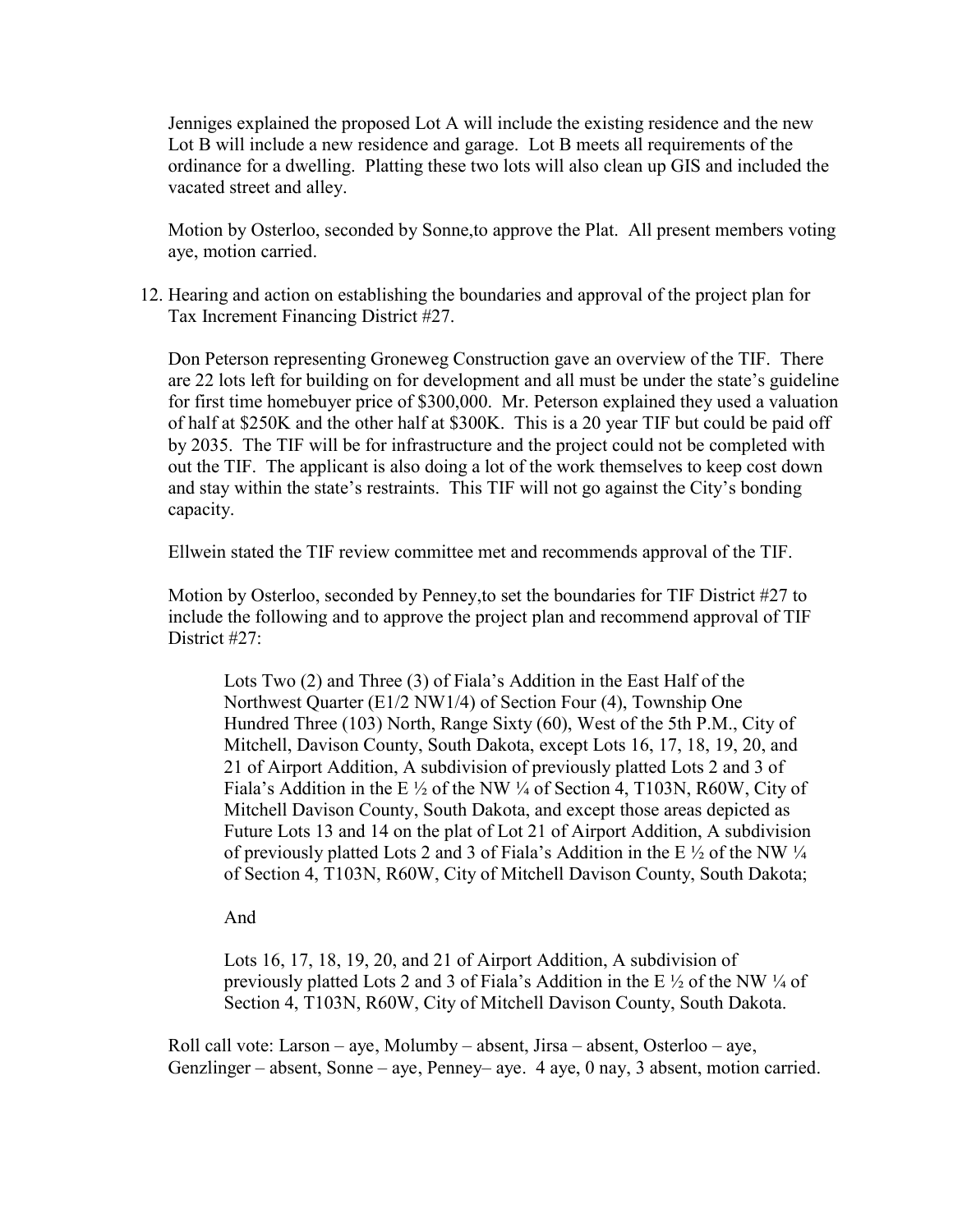Jenniges explained the proposed Lot A will include the existing residence and the new Lot B will include a new residence and garage. Lot B meets all requirements of the ordinance for a dwelling. Platting these two lots will also clean up GIS and included the vacated street and alley.

Motion by Osterloo, seconded by Sonne,to approve the Plat. All present members voting aye, motion carried.

12. Hearing and action on establishing the boundaries and approval of the project plan for Tax Increment Financing District #27.

Don Peterson representing Groneweg Construction gave an overview of the TIF. There are 22 lots left for building on for development and all must be under the state's guideline for first time homebuyer price of $300,000. Mr. Peterson explained they used a valuation of half at $250K and the other half at $300K. This is a 20 year TIF but could be paid off by 2035. The TIF will be for infrastructure and the project could not be completed with out the TIF. The applicant is also doing a lot of the work themselves to keep cost down and stay within the state's restraints. This TIF will not go against the City's bonding capacity.

Ellwein stated the TIF review committee met and recommends approval of the TIF.

Motion by Osterloo, seconded by Penney,to set the boundaries for TIF District #27 to include the following and to approve the project plan and recommend approval of TIF District #27:

> Lots Two (2) and Three (3) of Fiala's Addition in the East Half of the Northwest Quarter (E1/2 NW1/4) of Section Four (4), Township One Hundred Three (103) North, Range Sixty (60), West of the 5th P.M., City of Mitchell, Davison County, South Dakota, except Lots 16, 17, 18, 19, 20, and 21 of Airport Addition, A subdivision of previously platted Lots 2 and 3 of Fiala's Addition in the E ½ of the NW ¼ of Section 4, T103N, R60W, City of Mitchell Davison County, South Dakota, and except those areas depicted as Future Lots 13 and 14 on the plat of Lot 21 of Airport Addition, A subdivision of previously platted Lots 2 and 3 of Fiala's Addition in the E ½ of the NW ¼ of Section 4, T103N, R60W, City of Mitchell Davison County, South Dakota;
>
> And
>
> Lots 16, 17, 18, 19, 20, and 21 of Airport Addition, A subdivision of previously platted Lots 2 and 3 of Fiala's Addition in the E ½ of the NW ¼ of Section 4, T103N, R60W, City of Mitchell Davison County, South Dakota.

Roll call vote: Larson – aye, Molumby – absent, Jirsa – absent, Osterloo – aye, Genzlinger – absent, Sonne – aye, Penney– aye. 4 aye, 0 nay, 3 absent, motion carried.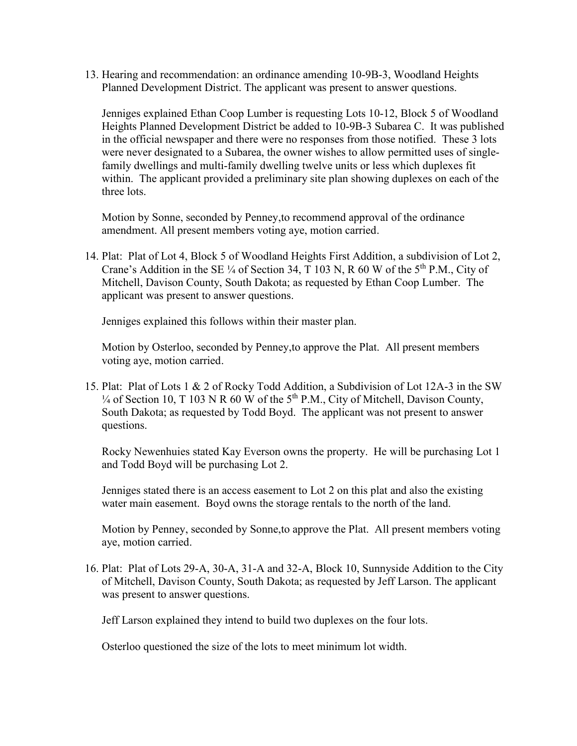13. Hearing and recommendation: an ordinance amending 10-9B-3, Woodland Heights Planned Development District. The applicant was present to answer questions.

    Jenniges explained Ethan Coop Lumber is requesting Lots 10-12, Block 5 of Woodland Heights Planned Development District be added to 10-9B-3 Subarea C. It was published in the official newspaper and there were no responses from those notified. These 3 lots were never designated to a Subarea, the owner wishes to allow permitted uses of single-family dwellings and multi-family dwelling twelve units or less which duplexes fit within. The applicant provided a preliminary site plan showing duplexes on each of the three lots.

    Motion by Sonne, seconded by Penney,to recommend approval of the ordinance amendment. All present members voting aye, motion carried.

14. Plat: Plat of Lot 4, Block 5 of Woodland Heights First Addition, a subdivision of Lot 2, Crane's Addition in the SE ¼ of Section 34, T 103 N, R 60 W of the 5th P.M., City of Mitchell, Davison County, South Dakota; as requested by Ethan Coop Lumber. The applicant was present to answer questions.

    Jenniges explained this follows within their master plan.

    Motion by Osterloo, seconded by Penney,to approve the Plat. All present members voting aye, motion carried.

15. Plat: Plat of Lots 1 & 2 of Rocky Todd Addition, a Subdivision of Lot 12A-3 in the SW ¼ of Section 10, T 103 N R 60 W of the 5th P.M., City of Mitchell, Davison County, South Dakota; as requested by Todd Boyd. The applicant was not present to answer questions.

    Rocky Newenhuies stated Kay Everson owns the property. He will be purchasing Lot 1 and Todd Boyd will be purchasing Lot 2.

    Jenniges stated there is an access easement to Lot 2 on this plat and also the existing water main easement. Boyd owns the storage rentals to the north of the land.

    Motion by Penney, seconded by Sonne,to approve the Plat. All present members voting aye, motion carried.

16. Plat: Plat of Lots 29-A, 30-A, 31-A and 32-A, Block 10, Sunnyside Addition to the City of Mitchell, Davison County, South Dakota; as requested by Jeff Larson. The applicant was present to answer questions.

    Jeff Larson explained they intend to build two duplexes on the four lots.

    Osterloo questioned the size of the lots to meet minimum lot width.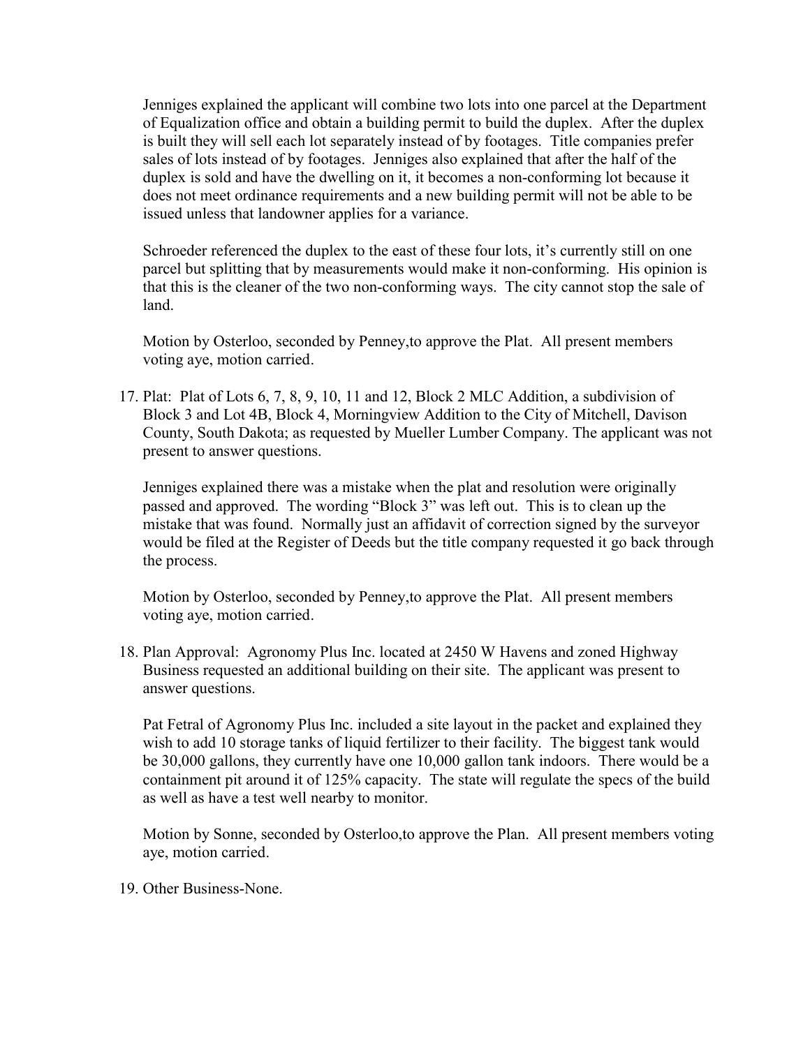Jenniges explained the applicant will combine two lots into one parcel at the Department of Equalization office and obtain a building permit to build the duplex. After the duplex is built they will sell each lot separately instead of by footages. Title companies prefer sales of lots instead of by footages. Jenniges also explained that after the half of the duplex is sold and have the dwelling on it, it becomes a non-conforming lot because it does not meet ordinance requirements and a new building permit will not be able to be issued unless that landowner applies for a variance.

Schroeder referenced the duplex to the east of these four lots, it's currently still on one parcel but splitting that by measurements would make it non-conforming. His opinion is that this is the cleaner of the two non-conforming ways. The city cannot stop the sale of land.

Motion by Osterloo, seconded by Penney,to approve the Plat. All present members voting aye, motion carried.

17. Plat: Plat of Lots 6, 7, 8, 9, 10, 11 and 12, Block 2 MLC Addition, a subdivision of Block 3 and Lot 4B, Block 4, Morningview Addition to the City of Mitchell, Davison County, South Dakota; as requested by Mueller Lumber Company. The applicant was not present to answer questions.

    Jenniges explained there was a mistake when the plat and resolution were originally passed and approved. The wording "Block 3" was left out. This is to clean up the mistake that was found. Normally just an affidavit of correction signed by the surveyor would be filed at the Register of Deeds but the title company requested it go back through the process.

    Motion by Osterloo, seconded by Penney,to approve the Plat. All present members voting aye, motion carried.

18. Plan Approval: Agronomy Plus Inc. located at 2450 W Havens and zoned Highway Business requested an additional building on their site. The applicant was present to answer questions.

    Pat Fetral of Agronomy Plus Inc. included a site layout in the packet and explained they wish to add 10 storage tanks of liquid fertilizer to their facility. The biggest tank would be 30,000 gallons, they currently have one 10,000 gallon tank indoors. There would be a containment pit around it of 125% capacity. The state will regulate the specs of the build as well as have a test well nearby to monitor.

    Motion by Sonne, seconded by Osterloo,to approve the Plan. All present members voting aye, motion carried.

19. Other Business-None.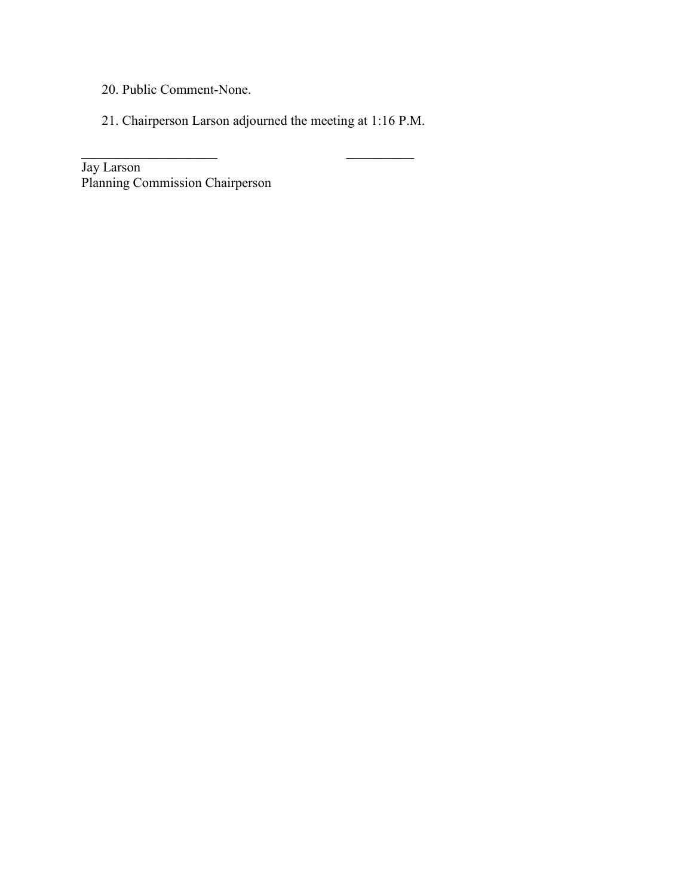20. Public Comment-None.

21. Chairperson Larson adjourned the meeting at 1:16 P.M.

_____________________ __________

Jay Larson
Planning Commission Chairperson